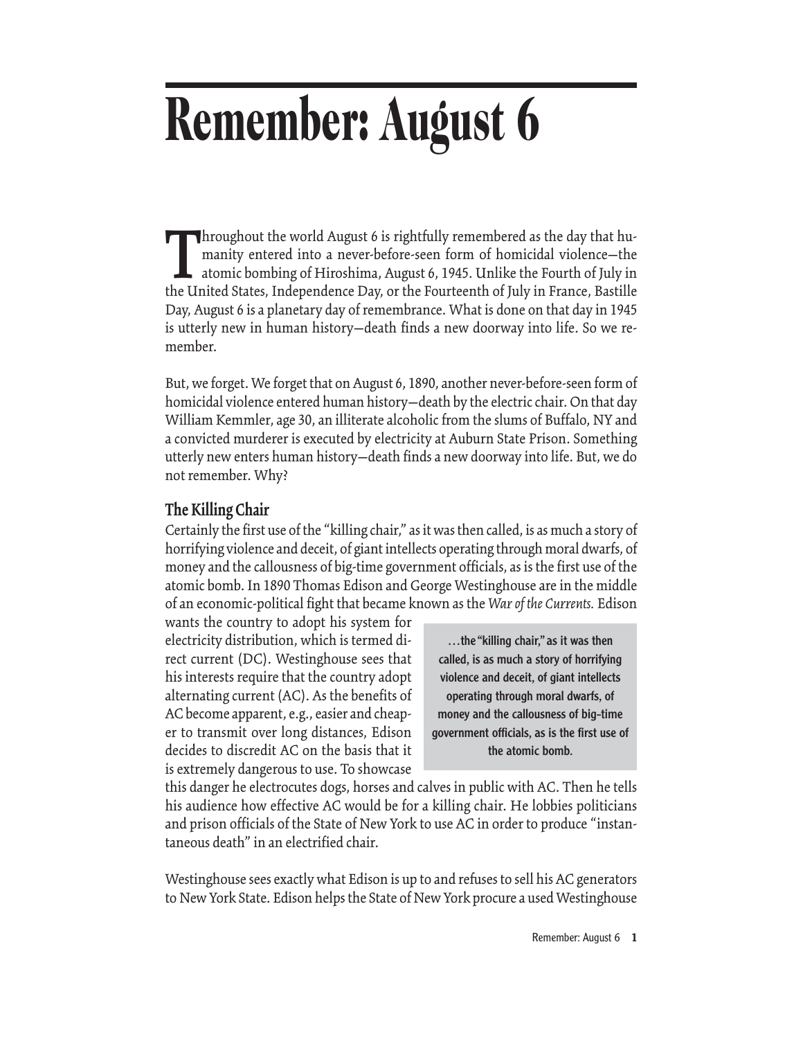# Remember: August 6

Throughout the world August 6 is rightfully remembered as the day that humanity entered into a never-before-seen form of homicidal violence—the atomic bombing of Hiroshima, August 6, 1945. Unlike the Fourth of July in the United States, Independence Day, or the Fourteenth of July in France, Bastille Day, August 6 is a planetary day of remembrance. What is done on that day in 1945 is utterly new in human history—death finds a new doorway into life. So we remember.

But, we forget. We forget that on August 6, 1890, another never-before-seen form of homicidal violence entered human history—death by the electric chair. On that day William Kemmler, age 30, an illiterate alcoholic from the slums of Buffalo, NY and a convicted murderer is executed by electricity at Auburn State Prison. Something utterly new enters human history—death finds a new doorway into life. But, we do not remember. Why?

## The Killing Chair

Certainly the first use of the "killing chair," as it was then called, is as much a story of horrifying violence and deceit, of giant intellects operating through moral dwarfs, of money and the callousness of big-time government officials, as is the first use of the atomic bomb. In 1890 Thomas Edison and George Westinghouse are in the middle of an economic-political fight that became known as the *War of the Currents.* Edison wants the country to adopt his system for electricity distribution, which is termed direct current (DC). Westinghouse sees that his interests require that the country adopt alternating current (AC). As the benefits of AC become apparent, e.g., easier and cheaper to transmit over long distances, Edison decides to discredit AC on the basis that it is extremely dangerous to use. To showcase this danger he electrocutes dogs, horses and calves in public with AC. Then he tells his audience how effective AC would be for a killing chair. He lobbies politicians and prison officials of the State of New York to use AC in order to produce "instantaneous death" in an electrified chair.

> **…the "killing chair," as it was then called, is as much a story of horrifying violence and deceit, of giant intellects operating through moral dwarfs, of money and the callousness of big-time government officials, as is the first use of the atomic bomb.**

Westinghouse sees exactly what Edison is up to and refuses to sell his AC generators to New York State. Edison helps the State of New York procure a used Westinghouse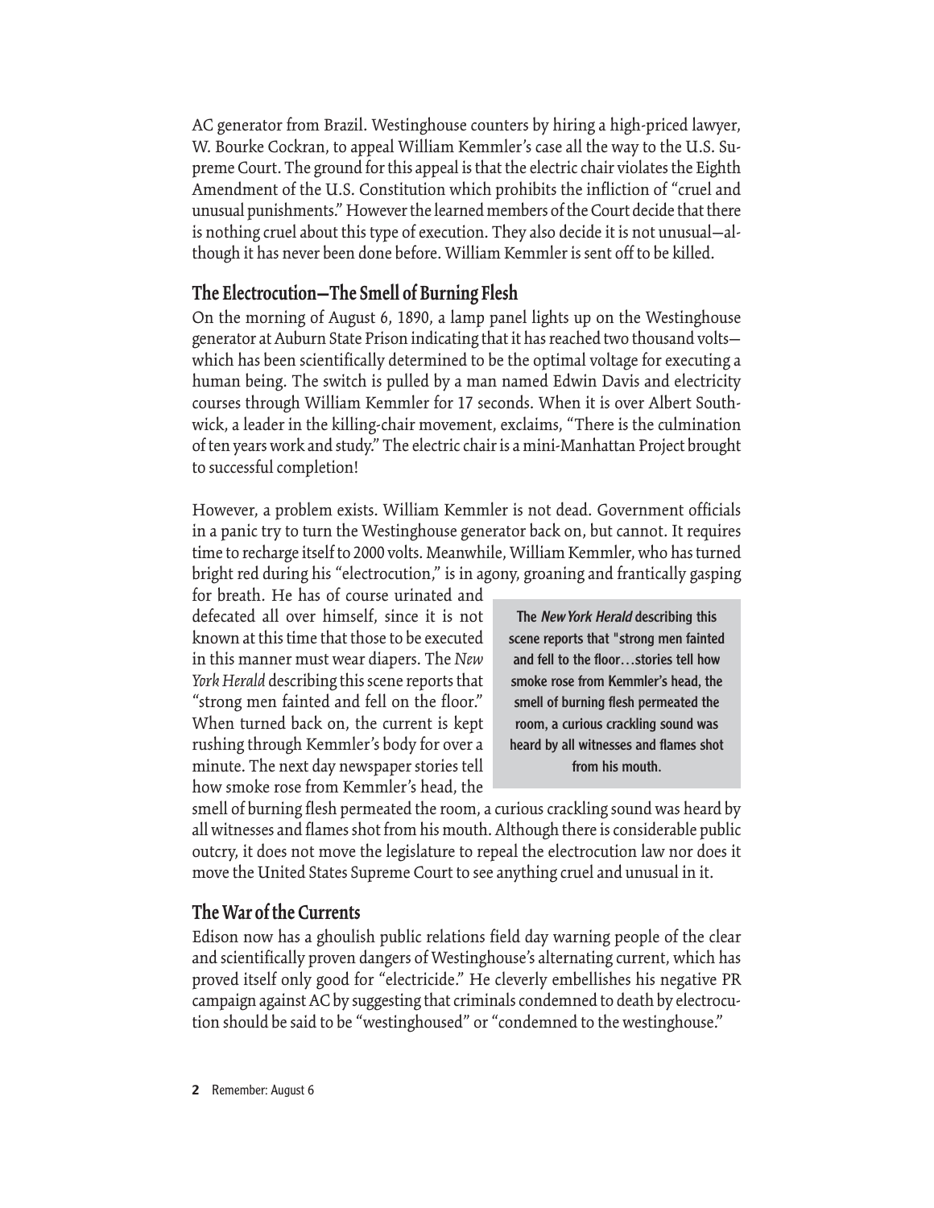AC generator from Brazil. Westinghouse counters by hiring a high-priced lawyer, W. Bourke Cockran, to appeal William Kemmler's case all the way to the U.S. Supreme Court. The ground for this appeal is that the electric chair violates the Eighth Amendment of the U.S. Constitution which prohibits the infliction of "cruel and unusual punishments." However the learned members of the Court decide that there is nothing cruel about this type of execution. They also decide it is not unusual—although it has never been done before. William Kemmler is sent off to be killed.

## The Electrocution—The Smell of Burning Flesh

On the morning of August 6, 1890, a lamp panel lights up on the Westinghouse generator at Auburn State Prison indicating that it has reached two thousand volts—which has been scientifically determined to be the optimal voltage for executing a human being. The switch is pulled by a man named Edwin Davis and electricity courses through William Kemmler for 17 seconds. When it is over Albert Southwick, a leader in the killing-chair movement, exclaims, "There is the culmination of ten years work and study." The electric chair is a mini-Manhattan Project brought to successful completion!

However, a problem exists. William Kemmler is not dead. Government officials in a panic try to turn the Westinghouse generator back on, but cannot. It requires time to recharge itself to 2000 volts. Meanwhile, William Kemmler, who has turned bright red during his "electrocution," is in agony, groaning and frantically gasping for breath. He has of course urinated and defecated all over himself, since it is not known at this time that those to be executed in this manner must wear diapers. The *New York Herald* describing this scene reports that "strong men fainted and fell on the floor." When turned back on, the current is kept rushing through Kemmler's body for over a minute. The next day newspaper stories tell how smoke rose from Kemmler's head, the smell of burning flesh permeated the room, a curious crackling sound was heard by all witnesses and flames shot from his mouth. Although there is considerable public outcry, it does not move the legislature to repeal the electrocution law nor does it move the United States Supreme Court to see anything cruel and unusual in it.

> **The *New York Herald* describing this scene reports that "strong men fainted and fell to the floor…stories tell how smoke rose from Kemmler's head, the smell of burning flesh permeated the room, a curious crackling sound was heard by all witnesses and flames shot from his mouth.**

## The War of the Currents

Edison now has a ghoulish public relations field day warning people of the clear and scientifically proven dangers of Westinghouse's alternating current, which has proved itself only good for "electricide." He cleverly embellishes his negative PR campaign against AC by suggesting that criminals condemned to death by electrocution should be said to be "westinghoused" or "condemned to the westinghouse."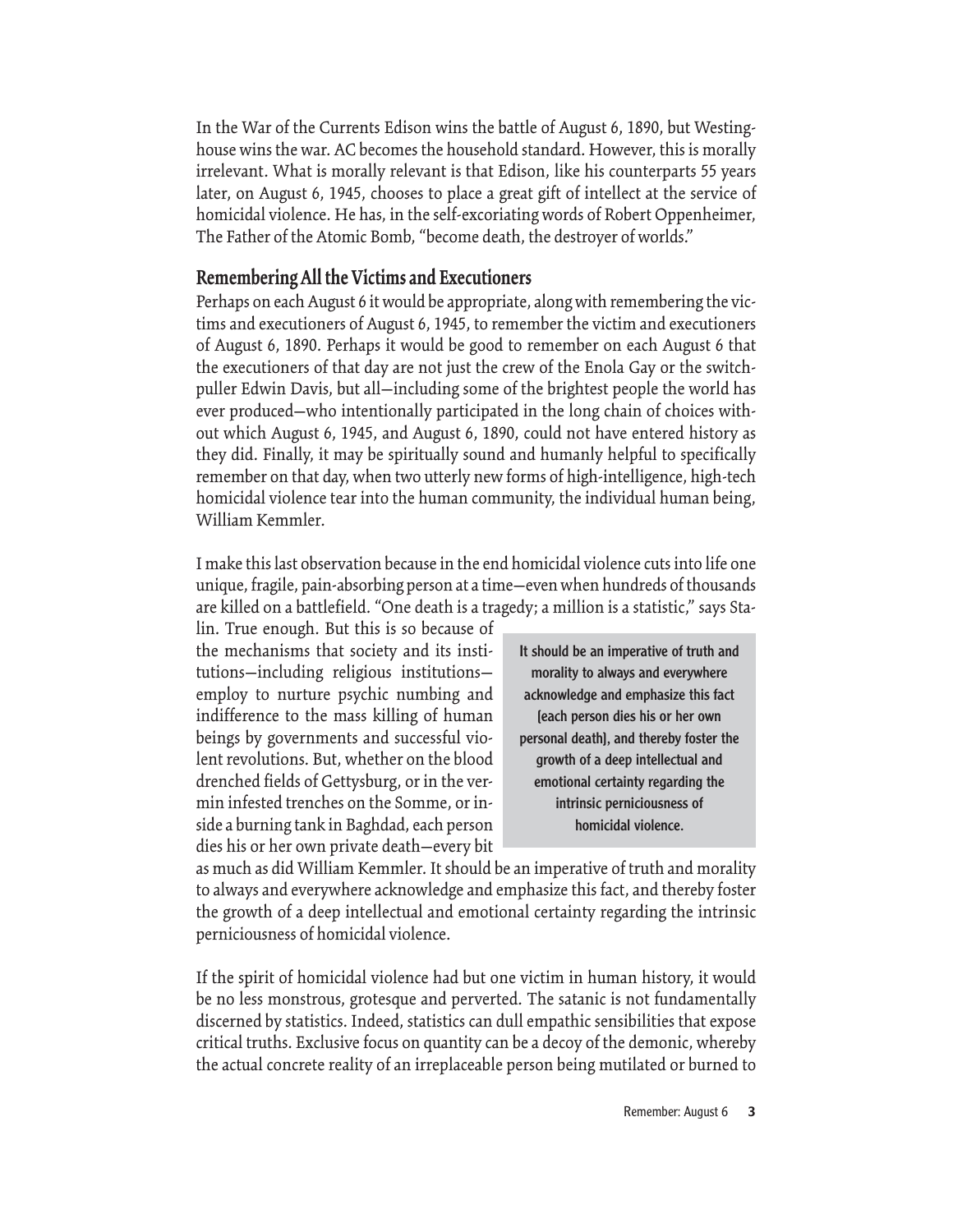In the War of the Currents Edison wins the battle of August 6, 1890, but Westinghouse wins the war. AC becomes the household standard. However, this is morally irrelevant. What is morally relevant is that Edison, like his counterparts 55 years later, on August 6, 1945, chooses to place a great gift of intellect at the service of homicidal violence. He has, in the self-excoriating words of Robert Oppenheimer, The Father of the Atomic Bomb, "become death, the destroyer of worlds."

## Remembering All the Victims and Executioners

Perhaps on each August 6 it would be appropriate, along with remembering the victims and executioners of August 6, 1945, to remember the victim and executioners of August 6, 1890. Perhaps it would be good to remember on each August 6 that the executioners of that day are not just the crew of the Enola Gay or the switch-puller Edwin Davis, but all—including some of the brightest people the world has ever produced—who intentionally participated in the long chain of choices without which August 6, 1945, and August 6, 1890, could not have entered history as they did. Finally, it may be spiritually sound and humanly helpful to specifically remember on that day, when two utterly new forms of high-intelligence, high-tech homicidal violence tear into the human community, the individual human being, William Kemmler.

I make this last observation because in the end homicidal violence cuts into life one unique, fragile, pain-absorbing person at a time—even when hundreds of thousands are killed on a battlefield. "One death is a tragedy; a million is a statistic," says Stalin. True enough. But this is so because of the mechanisms that society and its institutions—including religious institutions—employ to nurture psychic numbing and indifference to the mass killing of human beings by governments and successful violent revolutions. But, whether on the blood drenched fields of Gettysburg, or in the vermin infested trenches on the Somme, or inside a burning tank in Baghdad, each person dies his or her own private death—every bit as much as did William Kemmler. It should be an imperative of truth and morality to always and everywhere acknowledge and emphasize this fact, and thereby foster the growth of a deep intellectual and emotional certainty regarding the intrinsic perniciousness of homicidal violence.

> **It should be an imperative of truth and morality to always and everywhere acknowledge and emphasize this fact [each person dies his or her own personal death], and thereby foster the growth of a deep intellectual and emotional certainty regarding the intrinsic perniciousness of homicidal violence.**

If the spirit of homicidal violence had but one victim in human history, it would be no less monstrous, grotesque and perverted. The satanic is not fundamentally discerned by statistics. Indeed, statistics can dull empathic sensibilities that expose critical truths. Exclusive focus on quantity can be a decoy of the demonic, whereby the actual concrete reality of an irreplaceable person being mutilated or burned to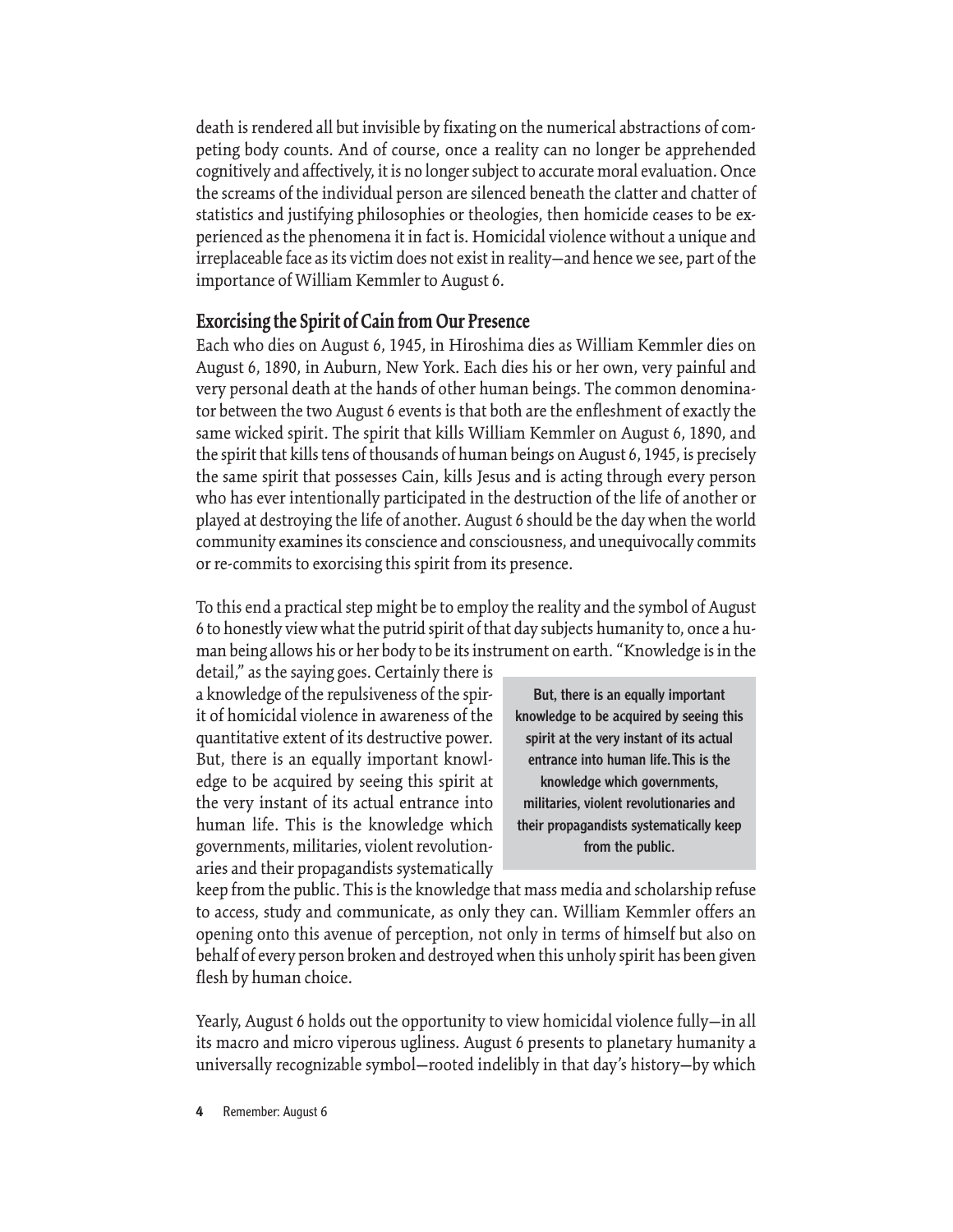death is rendered all but invisible by fixating on the numerical abstractions of competing body counts. And of course, once a reality can no longer be apprehended cognitively and affectively, it is no longer subject to accurate moral evaluation. Once the screams of the individual person are silenced beneath the clatter and chatter of statistics and justifying philosophies or theologies, then homicide ceases to be experienced as the phenomena it in fact is. Homicidal violence without a unique and irreplaceable face as its victim does not exist in reality—and hence we see, part of the importance of William Kemmler to August 6.

## Exorcising the Spirit of Cain from Our Presence

Each who dies on August 6, 1945, in Hiroshima dies as William Kemmler dies on August 6, 1890, in Auburn, New York. Each dies his or her own, very painful and very personal death at the hands of other human beings. The common denominator between the two August 6 events is that both are the enfleshment of exactly the same wicked spirit. The spirit that kills William Kemmler on August 6, 1890, and the spirit that kills tens of thousands of human beings on August 6, 1945, is precisely the same spirit that possesses Cain, kills Jesus and is acting through every person who has ever intentionally participated in the destruction of the life of another or played at destroying the life of another. August 6 should be the day when the world community examines its conscience and consciousness, and unequivocally commits or re-commits to exorcising this spirit from its presence.

To this end a practical step might be to employ the reality and the symbol of August 6 to honestly view what the putrid spirit of that day subjects humanity to, once a human being allows his or her body to be its instrument on earth. "Knowledge is in the detail," as the saying goes. Certainly there is a knowledge of the repulsiveness of the spirit of homicidal violence in awareness of the quantitative extent of its destructive power. But, there is an equally important knowledge to be acquired by seeing this spirit at the very instant of its actual entrance into human life. This is the knowledge which governments, militaries, violent revolutionaries and their propagandists systematically keep from the public. This is the knowledge that mass media and scholarship refuse to access, study and communicate, as only they can. William Kemmler offers an opening onto this avenue of perception, not only in terms of himself but also on behalf of every person broken and destroyed when this unholy spirit has been given flesh by human choice.

> **But, there is an equally important knowledge to be acquired by seeing this spirit at the very instant of its actual entrance into human life. This is the knowledge which governments, militaries, violent revolutionaries and their propagandists systematically keep from the public.**

Yearly, August 6 holds out the opportunity to view homicidal violence fully—in all its macro and micro viperous ugliness. August 6 presents to planetary humanity a universally recognizable symbol—rooted indelibly in that day's history—by which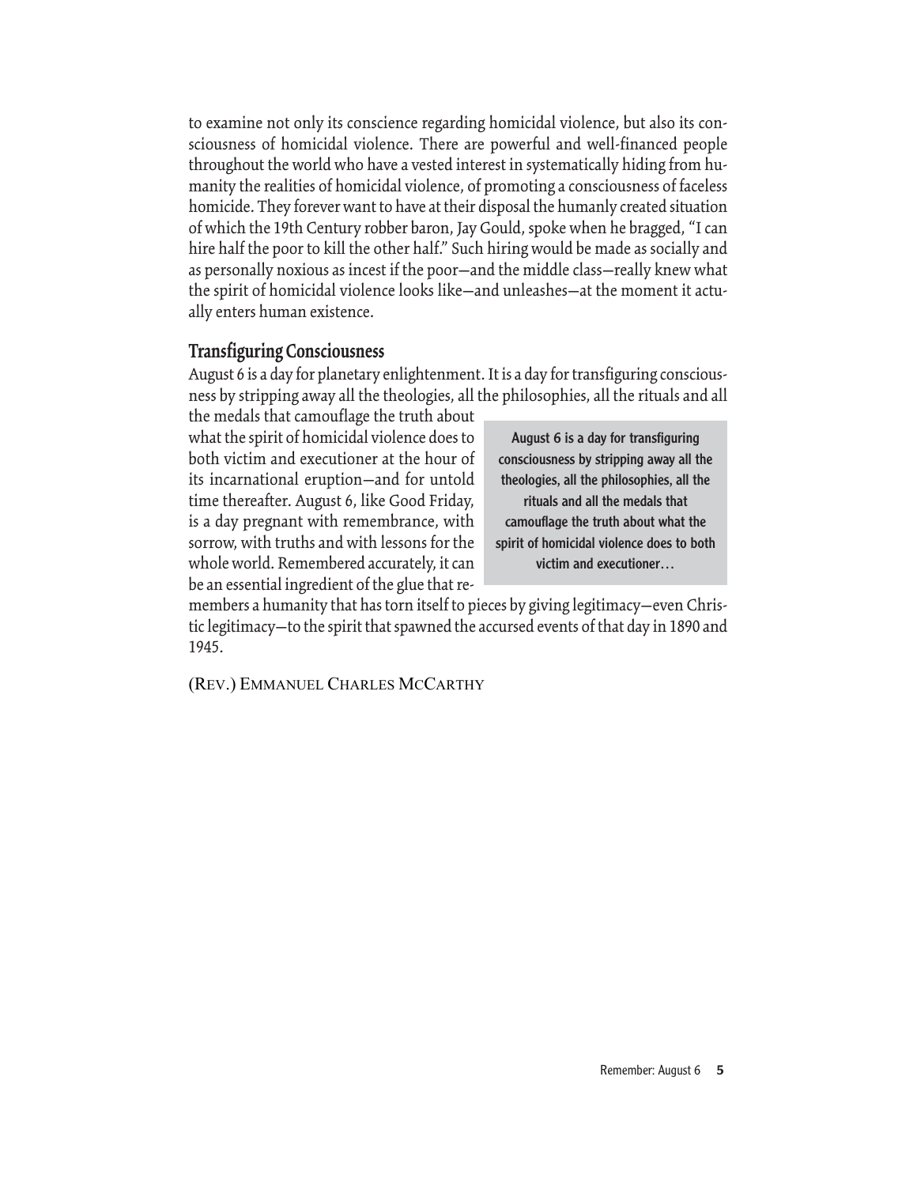to examine not only its conscience regarding homicidal violence, but also its consciousness of homicidal violence. There are powerful and well-financed people throughout the world who have a vested interest in systematically hiding from humanity the realities of homicidal violence, of promoting a consciousness of faceless homicide. They forever want to have at their disposal the humanly created situation of which the 19th Century robber baron, Jay Gould, spoke when he bragged, "I can hire half the poor to kill the other half." Such hiring would be made as socially and as personally noxious as incest if the poor—and the middle class—really knew what the spirit of homicidal violence looks like—and unleashes—at the moment it actually enters human existence.

## Transfiguring Consciousness

August 6 is a day for planetary enlightenment. It is a day for transfiguring consciousness by stripping away all the theologies, all the philosophies, all the rituals and all the medals that camouflage the truth about what the spirit of homicidal violence does to both victim and executioner at the hour of its incarnational eruption—and for untold time thereafter. August 6, like Good Friday, is a day pregnant with remembrance, with sorrow, with truths and with lessons for the whole world. Remembered accurately, it can be an essential ingredient of the glue that re-members a humanity that has torn itself to pieces by giving legitimacy—even Christic legitimacy—to the spirit that spawned the accursed events of that day in 1890 and 1945.

> **August 6 is a day for transfiguring consciousness by stripping away all the theologies, all the philosophies, all the rituals and all the medals that camouflage the truth about what the spirit of homicidal violence does to both victim and executioner…**

(REV.) EMMANUEL CHARLES MCCARTHY